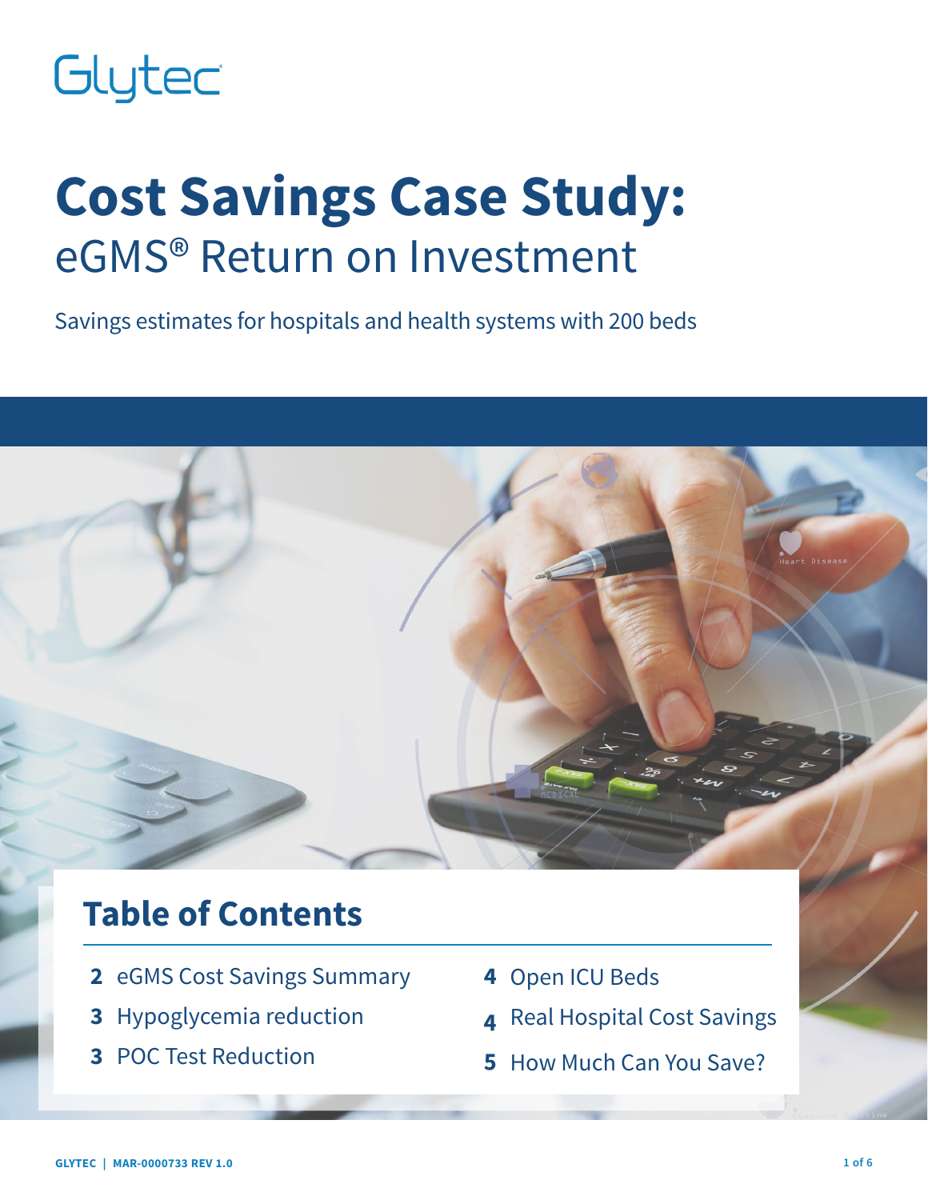Glytec

# Cost Savings Case Study:
## eGMS® Return on Investment

Savings estimates for hospitals and health systems with 200 beds

## Table of Contents

- **2** eGMS Cost Savings Summary
- **3** Hypoglycemia reduction
- **3** POC Test Reduction
- **4** Open ICU Beds
- **4** Real Hospital Cost Savings
- **5** How Much Can You Save?

GLYTEC | MAR-0000733 REV 1.0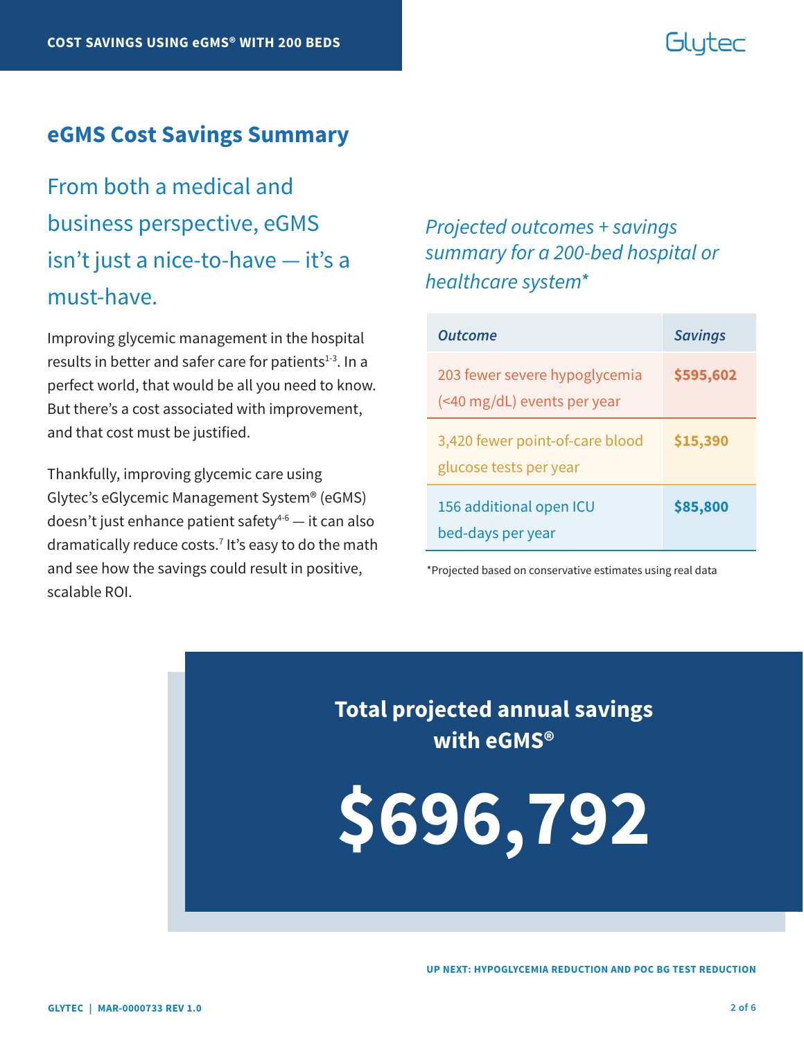## eGMS Cost Savings Summary

From both a medical and business perspective, eGMS isn't just a nice-to-have — it's a must-have.

Improving glycemic management in the hospital results in better and safer care for patients[1-3]. In a perfect world, that would be all you need to know. But there's a cost associated with improvement, and that cost must be justified.

Thankfully, improving glycemic care using Glytec's eGlycemic Management System® (eGMS) doesn't just enhance patient safety[4-6] — it can also dramatically reduce costs.[7] It's easy to do the math and see how the savings could result in positive, scalable ROI.

*Projected outcomes + savings summary for a 200-bed hospital or healthcare system**

| *Outcome* | *Savings* |
|---|---|
| 203 fewer severe hypoglycemia (<40 mg/dL) events per year | **$595,602** |
| 3,420 fewer point-of-care blood glucose tests per year | **$15,390** |
| 156 additional open ICU bed-days per year | **$85,800** |

*Projected based on conservative estimates using real data

**Total projected annual savings with eGMS®**

# $696,792

**UP NEXT: HYPOGLYCEMIA REDUCTION AND POC BG TEST REDUCTION**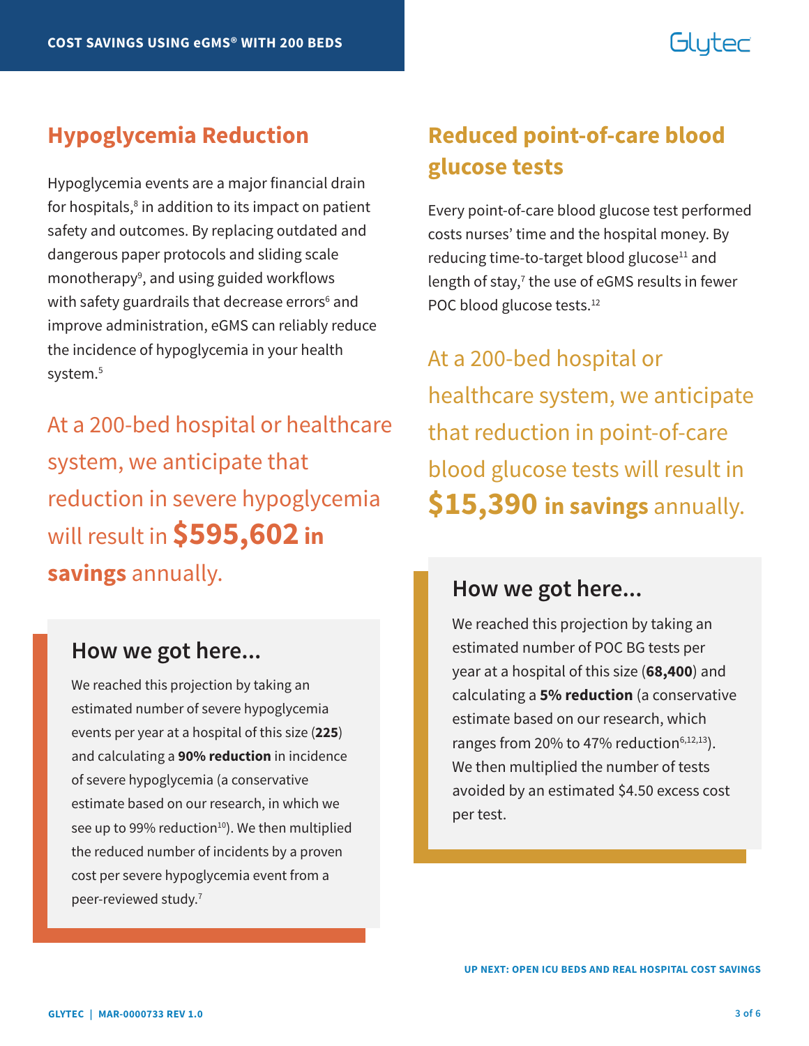## Hypoglycemia Reduction

Hypoglycemia events are a major financial drain for hospitals,[8] in addition to its impact on patient safety and outcomes. By replacing outdated and dangerous paper protocols and sliding scale monotherapy[9], and using guided workflows with safety guardrails that decrease errors[6] and improve administration, eGMS can reliably reduce the incidence of hypoglycemia in your health system.[5]

At a 200-bed hospital or healthcare system, we anticipate that reduction in severe hypoglycemia will result in **$595,602 in savings** annually.

### How we got here...

We reached this projection by taking an estimated number of severe hypoglycemia events per year at a hospital of this size (**225**) and calculating a **90% reduction** in incidence of severe hypoglycemia (a conservative estimate based on our research, in which we see up to 99% reduction[10]). We then multiplied the reduced number of incidents by a proven cost per severe hypoglycemia event from a peer-reviewed study.[7]

## Reduced point-of-care blood glucose tests

Every point-of-care blood glucose test performed costs nurses' time and the hospital money. By reducing time-to-target blood glucose[11] and length of stay,[7] the use of eGMS results in fewer POC blood glucose tests.[12]

At a 200-bed hospital or healthcare system, we anticipate that reduction in point-of-care blood glucose tests will result in **$15,390 in savings** annually.

### How we got here...

We reached this projection by taking an estimated number of POC BG tests per year at a hospital of this size (**68,400**) and calculating a **5% reduction** (a conservative estimate based on our research, which ranges from 20% to 47% reduction[6,12,13]). We then multiplied the number of tests avoided by an estimated $4.50 excess cost per test.

UP NEXT: OPEN ICU BEDS AND REAL HOSPITAL COST SAVINGS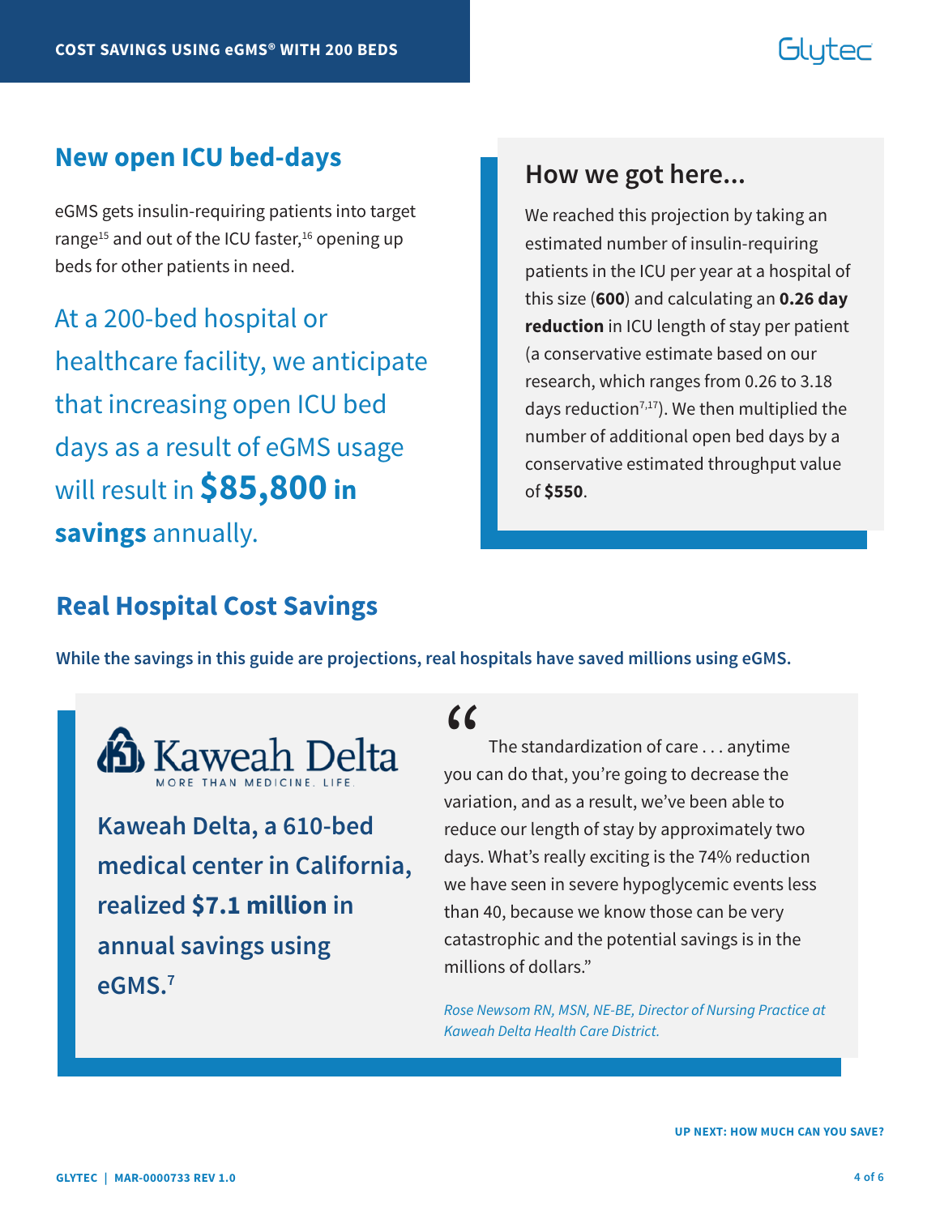## New open ICU bed-days

eGMS gets insulin-requiring patients into target range[15] and out of the ICU faster,[16] opening up beds for other patients in need.

At a 200-bed hospital or healthcare facility, we anticipate that increasing open ICU bed days as a result of eGMS usage will result in **$85,800 in savings** annually.

### How we got here...

We reached this projection by taking an estimated number of insulin-requiring patients in the ICU per year at a hospital of this size (**600**) and calculating an **0.26 day reduction** in ICU length of stay per patient (a conservative estimate based on our research, which ranges from 0.26 to 3.18 days reduction[7,17]). We then multiplied the number of additional open bed days by a conservative estimated throughput value of **$550**.

## Real Hospital Cost Savings

**While the savings in this guide are projections, real hospitals have saved millions using eGMS.**

Kaweah Delta
MORE THAN MEDICINE. LIFE.

**Kaweah Delta, a 610-bed medical center in California, realized $7.1 million in annual savings using eGMS.**[7]

"The standardization of care . . . anytime you can do that, you're going to decrease the variation, and as a result, we've been able to reduce our length of stay by approximately two days. What's really exciting is the 74% reduction we have seen in severe hypoglycemic events less than 40, because we know those can be very catastrophic and the potential savings is in the millions of dollars."

*Rose Newsom RN, MSN, NE-BE, Director of Nursing Practice at Kaweah Delta Health Care District.*

**UP NEXT: HOW MUCH CAN YOU SAVE?**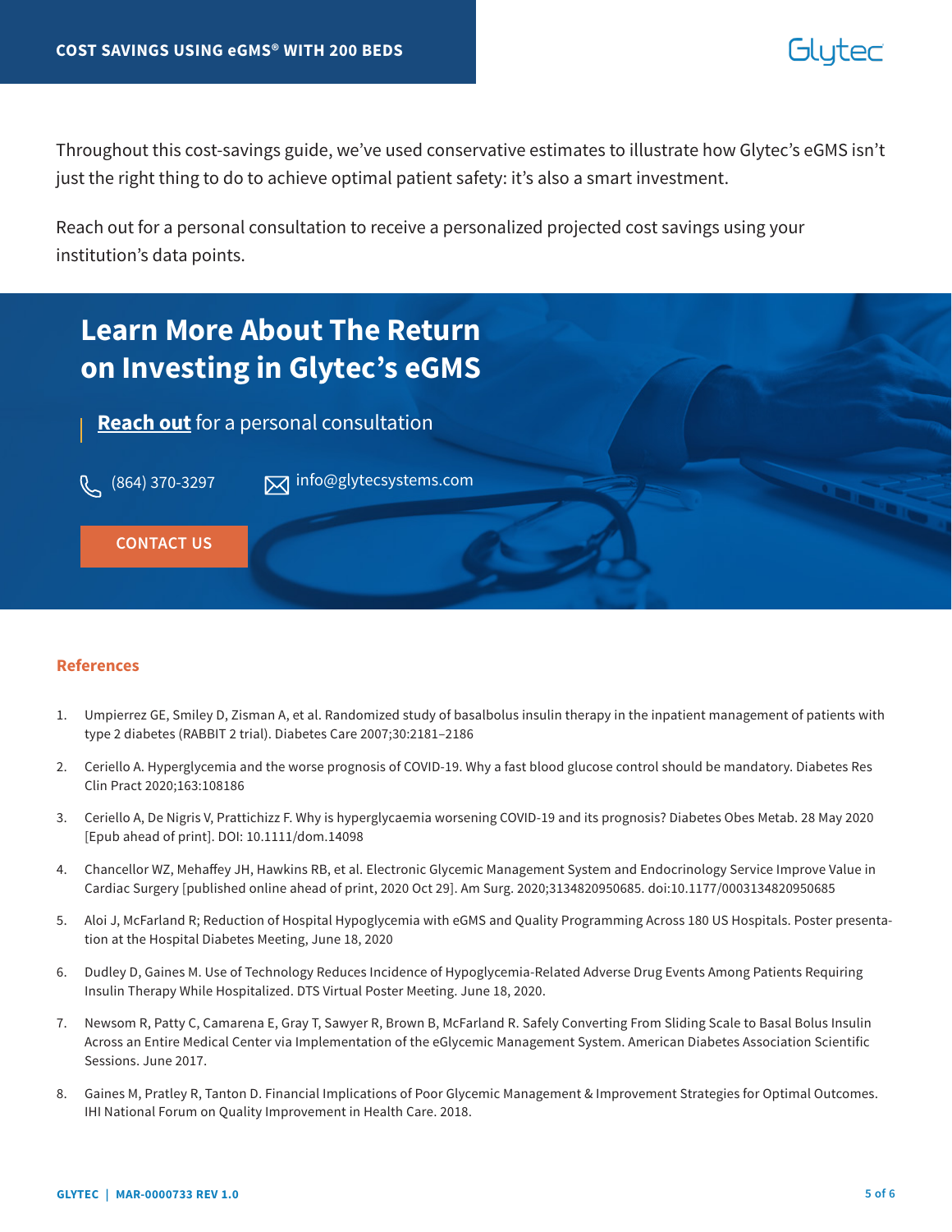Throughout this cost-savings guide, we've used conservative estimates to illustrate how Glytec's eGMS isn't just the right thing to do to achieve optimal patient safety: it's also a smart investment.

Reach out for a personal consultation to receive a personalized projected cost savings using your institution's data points.

## Learn More About The Return on Investing in Glytec's eGMS

**Reach out** for a personal consultation

(864) 370-3297    info@glytecsystems.com

CONTACT US

### References

1. Umpierrez GE, Smiley D, Zisman A, et al. Randomized study of basalbolus insulin therapy in the inpatient management of patients with type 2 diabetes (RABBIT 2 trial). Diabetes Care 2007;30:2181–2186
2. Ceriello A. Hyperglycemia and the worse prognosis of COVID-19. Why a fast blood glucose control should be mandatory. Diabetes Res Clin Pract 2020;163:108186
3. Ceriello A, De Nigris V, Prattichizz F. Why is hyperglycaemia worsening COVID-19 and its prognosis? Diabetes Obes Metab. 28 May 2020 [Epub ahead of print]. DOI: 10.1111/dom.14098
4. Chancellor WZ, Mehaffey JH, Hawkins RB, et al. Electronic Glycemic Management System and Endocrinology Service Improve Value in Cardiac Surgery [published online ahead of print, 2020 Oct 29]. Am Surg. 2020;3134820950685. doi:10.1177/0003134820950685
5. Aloi J, McFarland R; Reduction of Hospital Hypoglycemia with eGMS and Quality Programming Across 180 US Hospitals. Poster presentation at the Hospital Diabetes Meeting, June 18, 2020
6. Dudley D, Gaines M. Use of Technology Reduces Incidence of Hypoglycemia-Related Adverse Drug Events Among Patients Requiring Insulin Therapy While Hospitalized. DTS Virtual Poster Meeting. June 18, 2020.
7. Newsom R, Patty C, Camarena E, Gray T, Sawyer R, Brown B, McFarland R. Safely Converting From Sliding Scale to Basal Bolus Insulin Across an Entire Medical Center via Implementation of the eGlycemic Management System. American Diabetes Association Scientific Sessions. June 2017.
8. Gaines M, Pratley R, Tanton D. Financial Implications of Poor Glycemic Management & Improvement Strategies for Optimal Outcomes. IHI National Forum on Quality Improvement in Health Care. 2018.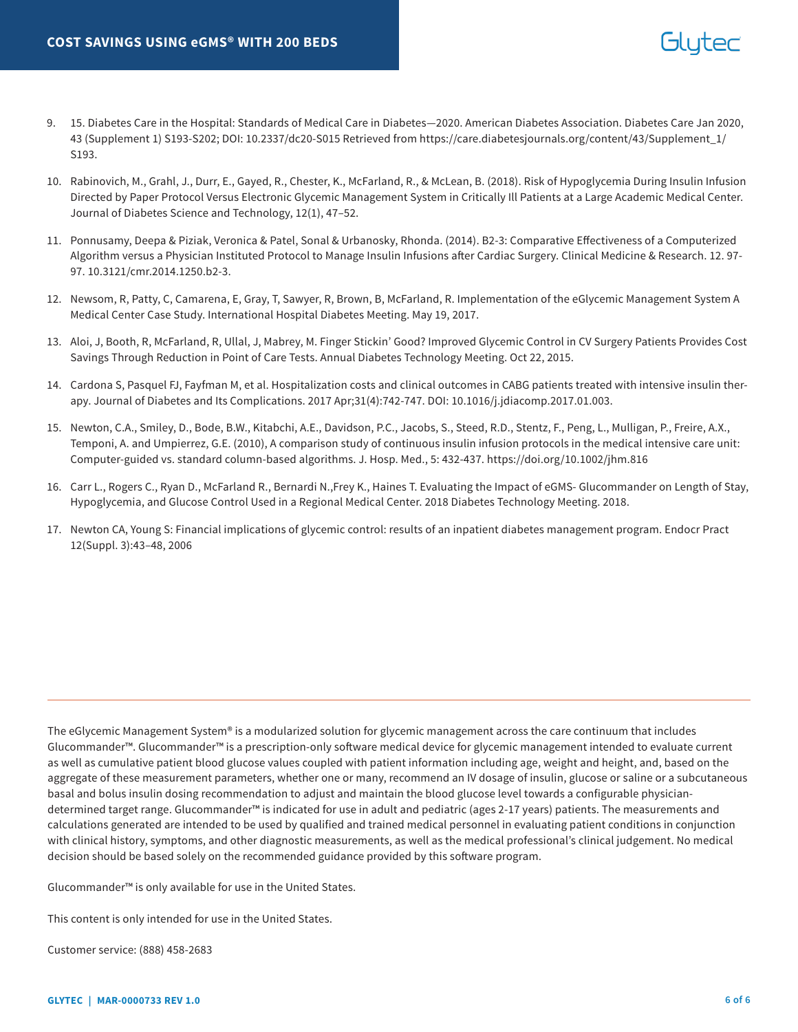9. 15. Diabetes Care in the Hospital: Standards of Medical Care in Diabetes—2020. American Diabetes Association. Diabetes Care Jan 2020, 43 (Supplement 1) S193-S202; DOI: 10.2337/dc20-S015 Retrieved from https://care.diabetesjournals.org/content/43/Supplement_1/S193.

10. Rabinovich, M., Grahl, J., Durr, E., Gayed, R., Chester, K., McFarland, R., & McLean, B. (2018). Risk of Hypoglycemia During Insulin Infusion Directed by Paper Protocol Versus Electronic Glycemic Management System in Critically Ill Patients at a Large Academic Medical Center. Journal of Diabetes Science and Technology, 12(1), 47–52.

11. Ponnusamy, Deepa & Piziak, Veronica & Patel, Sonal & Urbanosky, Rhonda. (2014). B2-3: Comparative Effectiveness of a Computerized Algorithm versus a Physician Instituted Protocol to Manage Insulin Infusions after Cardiac Surgery. Clinical Medicine & Research. 12. 97-97. 10.3121/cmr.2014.1250.b2-3.

12. Newsom, R, Patty, C, Camarena, E, Gray, T, Sawyer, R, Brown, B, McFarland, R. Implementation of the eGlycemic Management System A Medical Center Case Study. International Hospital Diabetes Meeting. May 19, 2017.

13. Aloi, J, Booth, R, McFarland, R, Ullal, J, Mabrey, M. Finger Stickin' Good? Improved Glycemic Control in CV Surgery Patients Provides Cost Savings Through Reduction in Point of Care Tests. Annual Diabetes Technology Meeting. Oct 22, 2015.

14. Cardona S, Pasquel FJ, Fayfman M, et al. Hospitalization costs and clinical outcomes in CABG patients treated with intensive insulin therapy. Journal of Diabetes and Its Complications. 2017 Apr;31(4):742-747. DOI: 10.1016/j.jdiacomp.2017.01.003.

15. Newton, C.A., Smiley, D., Bode, B.W., Kitabchi, A.E., Davidson, P.C., Jacobs, S., Steed, R.D., Stentz, F., Peng, L., Mulligan, P., Freire, A.X., Temponi, A. and Umpierrez, G.E. (2010), A comparison study of continuous insulin infusion protocols in the medical intensive care unit: Computer-guided vs. standard column-based algorithms. J. Hosp. Med., 5: 432-437. https://doi.org/10.1002/jhm.816

16. Carr L., Rogers C., Ryan D., McFarland R., Bernardi N.,Frey K., Haines T. Evaluating the Impact of eGMS- Glucommander on Length of Stay, Hypoglycemia, and Glucose Control Used in a Regional Medical Center. 2018 Diabetes Technology Meeting. 2018.

17. Newton CA, Young S: Financial implications of glycemic control: results of an inpatient diabetes management program. Endocr Pract 12(Suppl. 3):43–48, 2006

---

The eGlycemic Management System® is a modularized solution for glycemic management across the care continuum that includes Glucommander™. Glucommander™ is a prescription-only software medical device for glycemic management intended to evaluate current as well as cumulative patient blood glucose values coupled with patient information including age, weight and height, and, based on the aggregate of these measurement parameters, whether one or many, recommend an IV dosage of insulin, glucose or saline or a subcutaneous basal and bolus insulin dosing recommendation to adjust and maintain the blood glucose level towards a configurable physician-determined target range. Glucommander™ is indicated for use in adult and pediatric (ages 2-17 years) patients. The measurements and calculations generated are intended to be used by qualified and trained medical personnel in evaluating patient conditions in conjunction with clinical history, symptoms, and other diagnostic measurements, as well as the medical professional's clinical judgement. No medical decision should be based solely on the recommended guidance provided by this software program.

Glucommander™ is only available for use in the United States.

This content is only intended for use in the United States.

Customer service: (888) 458-2683

**GLYTEC | MAR-0000733 REV 1.0**